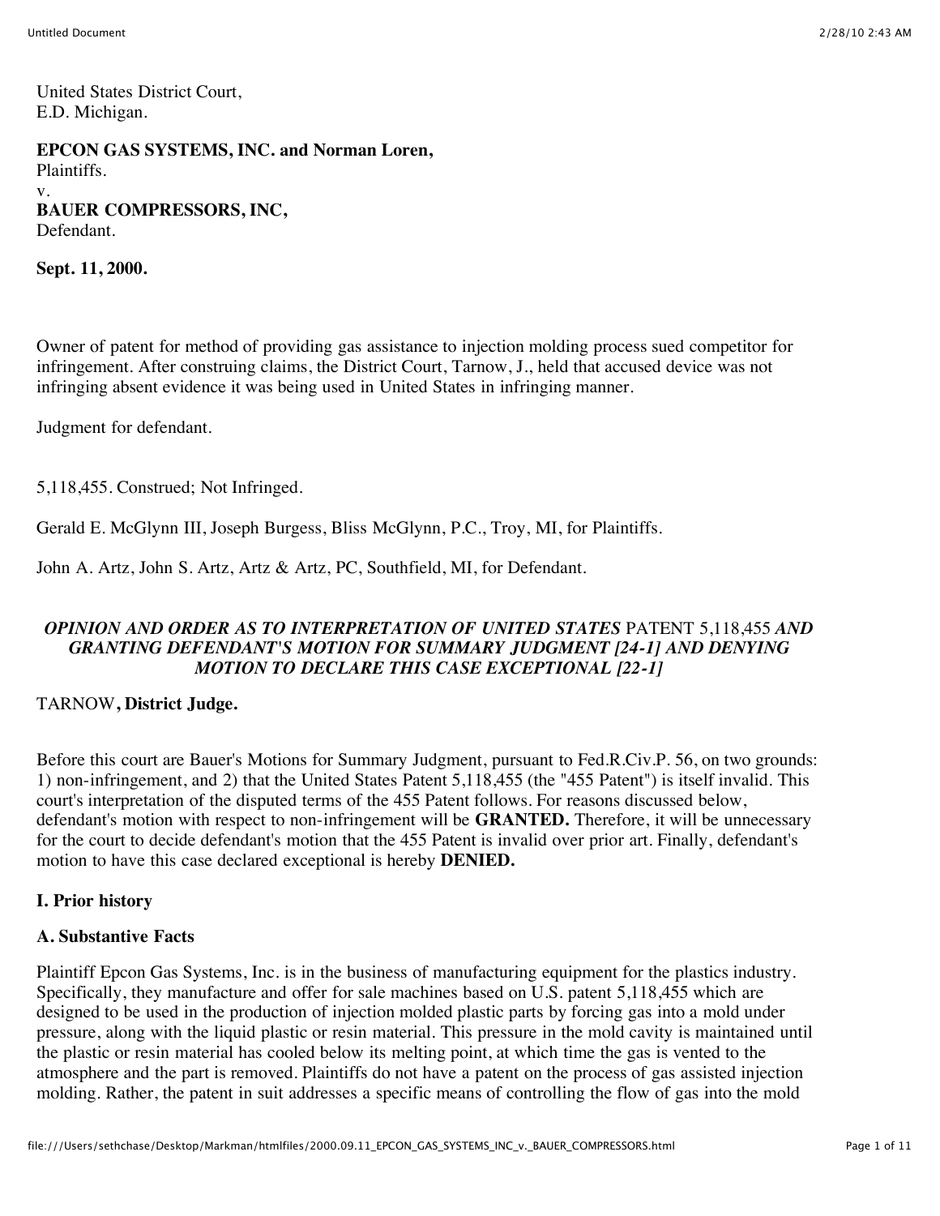United States District Court,
E.D. Michigan.

**EPCON GAS SYSTEMS, INC. and Norman Loren,**
Plaintiffs.
v.
**BAUER COMPRESSORS, INC,**
Defendant.

**Sept. 11, 2000.**

Owner of patent for method of providing gas assistance to injection molding process sued competitor for infringement. After construing claims, the District Court, Tarnow, J., held that accused device was not infringing absent evidence it was being used in United States in infringing manner.

Judgment for defendant.

5,118,455. Construed; Not Infringed.

Gerald E. McGlynn III, Joseph Burgess, Bliss McGlynn, P.C., Troy, MI, for Plaintiffs.

John A. Artz, John S. Artz, Artz & Artz, PC, Southfield, MI, for Defendant.

***OPINION AND ORDER AS TO INTERPRETATION OF UNITED STATES* PATENT 5,118,455 *AND GRANTING DEFENDANT'S MOTION FOR SUMMARY JUDGMENT [24-1] AND DENYING MOTION TO DECLARE THIS CASE EXCEPTIONAL [22-1]***

TARNOW**, District Judge.**

Before this court are Bauer's Motions for Summary Judgment, pursuant to Fed.R.Civ.P. 56, on two grounds: 1) non-infringement, and 2) that the United States Patent 5,118,455 (the "455 Patent") is itself invalid. This court's interpretation of the disputed terms of the 455 Patent follows. For reasons discussed below, defendant's motion with respect to non-infringement will be **GRANTED.** Therefore, it will be unnecessary for the court to decide defendant's motion that the 455 Patent is invalid over prior art. Finally, defendant's motion to have this case declared exceptional is hereby **DENIED.**

## I. Prior history

### A. Substantive Facts

Plaintiff Epcon Gas Systems, Inc. is in the business of manufacturing equipment for the plastics industry. Specifically, they manufacture and offer for sale machines based on U.S. patent 5,118,455 which are designed to be used in the production of injection molded plastic parts by forcing gas into a mold under pressure, along with the liquid plastic or resin material. This pressure in the mold cavity is maintained until the plastic or resin material has cooled below its melting point, at which time the gas is vented to the atmosphere and the part is removed. Plaintiffs do not have a patent on the process of gas assisted injection molding. Rather, the patent in suit addresses a specific means of controlling the flow of gas into the mold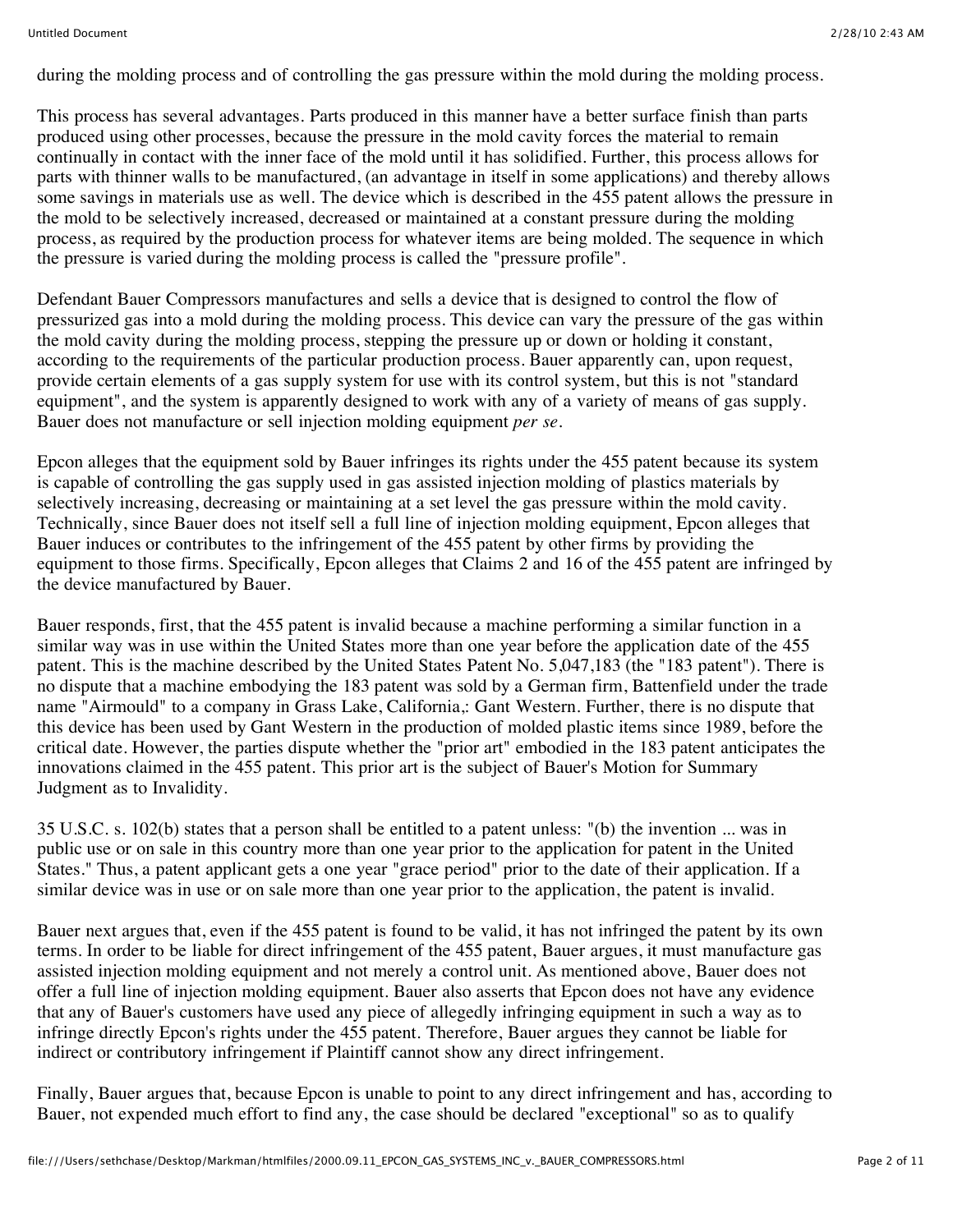during the molding process and of controlling the gas pressure within the mold during the molding process.

This process has several advantages. Parts produced in this manner have a better surface finish than parts produced using other processes, because the pressure in the mold cavity forces the material to remain continually in contact with the inner face of the mold until it has solidified. Further, this process allows for parts with thinner walls to be manufactured, (an advantage in itself in some applications) and thereby allows some savings in materials use as well. The device which is described in the 455 patent allows the pressure in the mold to be selectively increased, decreased or maintained at a constant pressure during the molding process, as required by the production process for whatever items are being molded. The sequence in which the pressure is varied during the molding process is called the "pressure profile".

Defendant Bauer Compressors manufactures and sells a device that is designed to control the flow of pressurized gas into a mold during the molding process. This device can vary the pressure of the gas within the mold cavity during the molding process, stepping the pressure up or down or holding it constant, according to the requirements of the particular production process. Bauer apparently can, upon request, provide certain elements of a gas supply system for use with its control system, but this is not "standard equipment", and the system is apparently designed to work with any of a variety of means of gas supply. Bauer does not manufacture or sell injection molding equipment *per se*.

Epcon alleges that the equipment sold by Bauer infringes its rights under the 455 patent because its system is capable of controlling the gas supply used in gas assisted injection molding of plastics materials by selectively increasing, decreasing or maintaining at a set level the gas pressure within the mold cavity. Technically, since Bauer does not itself sell a full line of injection molding equipment, Epcon alleges that Bauer induces or contributes to the infringement of the 455 patent by other firms by providing the equipment to those firms. Specifically, Epcon alleges that Claims 2 and 16 of the 455 patent are infringed by the device manufactured by Bauer.

Bauer responds, first, that the 455 patent is invalid because a machine performing a similar function in a similar way was in use within the United States more than one year before the application date of the 455 patent. This is the machine described by the United States Patent No. 5,047,183 (the "183 patent"). There is no dispute that a machine embodying the 183 patent was sold by a German firm, Battenfield under the trade name "Airmould" to a company in Grass Lake, California,: Gant Western. Further, there is no dispute that this device has been used by Gant Western in the production of molded plastic items since 1989, before the critical date. However, the parties dispute whether the "prior art" embodied in the 183 patent anticipates the innovations claimed in the 455 patent. This prior art is the subject of Bauer's Motion for Summary Judgment as to Invalidity.

35 U.S.C. s. 102(b) states that a person shall be entitled to a patent unless: "(b) the invention ... was in public use or on sale in this country more than one year prior to the application for patent in the United States." Thus, a patent applicant gets a one year "grace period" prior to the date of their application. If a similar device was in use or on sale more than one year prior to the application, the patent is invalid.

Bauer next argues that, even if the 455 patent is found to be valid, it has not infringed the patent by its own terms. In order to be liable for direct infringement of the 455 patent, Bauer argues, it must manufacture gas assisted injection molding equipment and not merely a control unit. As mentioned above, Bauer does not offer a full line of injection molding equipment. Bauer also asserts that Epcon does not have any evidence that any of Bauer's customers have used any piece of allegedly infringing equipment in such a way as to infringe directly Epcon's rights under the 455 patent. Therefore, Bauer argues they cannot be liable for indirect or contributory infringement if Plaintiff cannot show any direct infringement.

Finally, Bauer argues that, because Epcon is unable to point to any direct infringement and has, according to Bauer, not expended much effort to find any, the case should be declared "exceptional" so as to qualify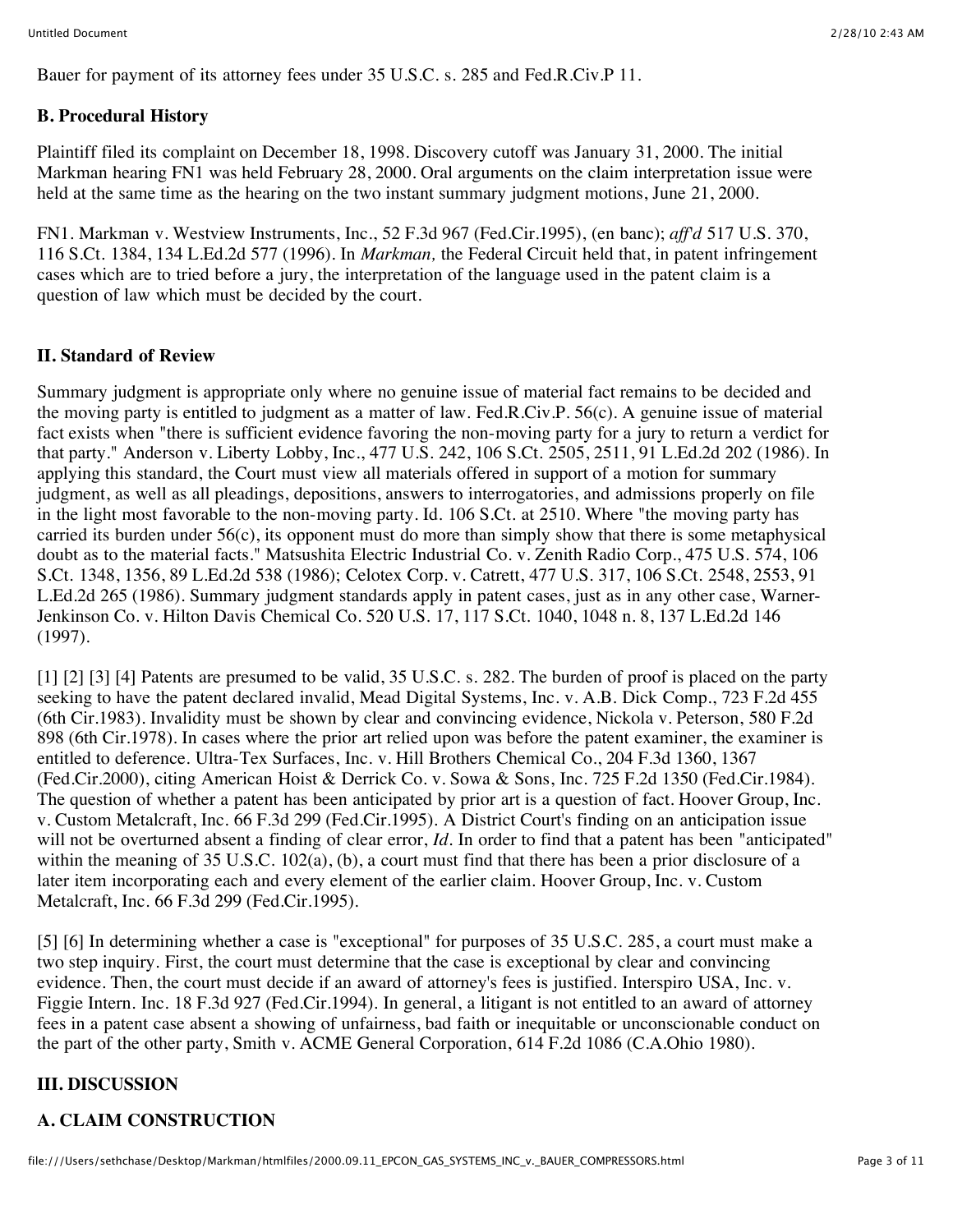Bauer for payment of its attorney fees under 35 U.S.C. s. 285 and Fed.R.Civ.P 11.

### B. Procedural History

Plaintiff filed its complaint on December 18, 1998. Discovery cutoff was January 31, 2000. The initial Markman hearing FN1 was held February 28, 2000. Oral arguments on the claim interpretation issue were held at the same time as the hearing on the two instant summary judgment motions, June 21, 2000.

FN1. Markman v. Westview Instruments, Inc., 52 F.3d 967 (Fed.Cir.1995), (en banc); *aff'd* 517 U.S. 370, 116 S.Ct. 1384, 134 L.Ed.2d 577 (1996). In *Markman,* the Federal Circuit held that, in patent infringement cases which are to tried before a jury, the interpretation of the language used in the patent claim is a question of law which must be decided by the court.

## II. Standard of Review

Summary judgment is appropriate only where no genuine issue of material fact remains to be decided and the moving party is entitled to judgment as a matter of law. Fed.R.Civ.P. 56(c). A genuine issue of material fact exists when "there is sufficient evidence favoring the non-moving party for a jury to return a verdict for that party." Anderson v. Liberty Lobby, Inc., 477 U.S. 242, 106 S.Ct. 2505, 2511, 91 L.Ed.2d 202 (1986). In applying this standard, the Court must view all materials offered in support of a motion for summary judgment, as well as all pleadings, depositions, answers to interrogatories, and admissions properly on file in the light most favorable to the non-moving party. Id. 106 S.Ct. at 2510. Where "the moving party has carried its burden under 56(c), its opponent must do more than simply show that there is some metaphysical doubt as to the material facts." Matsushita Electric Industrial Co. v. Zenith Radio Corp., 475 U.S. 574, 106 S.Ct. 1348, 1356, 89 L.Ed.2d 538 (1986); Celotex Corp. v. Catrett, 477 U.S. 317, 106 S.Ct. 2548, 2553, 91 L.Ed.2d 265 (1986). Summary judgment standards apply in patent cases, just as in any other case, Warner-Jenkinson Co. v. Hilton Davis Chemical Co. 520 U.S. 17, 117 S.Ct. 1040, 1048 n. 8, 137 L.Ed.2d 146 (1997).

[1] [2] [3] [4] Patents are presumed to be valid, 35 U.S.C. s. 282. The burden of proof is placed on the party seeking to have the patent declared invalid, Mead Digital Systems, Inc. v. A.B. Dick Comp., 723 F.2d 455 (6th Cir.1983). Invalidity must be shown by clear and convincing evidence, Nickola v. Peterson, 580 F.2d 898 (6th Cir.1978). In cases where the prior art relied upon was before the patent examiner, the examiner is entitled to deference. Ultra-Tex Surfaces, Inc. v. Hill Brothers Chemical Co., 204 F.3d 1360, 1367 (Fed.Cir.2000), citing American Hoist & Derrick Co. v. Sowa & Sons, Inc. 725 F.2d 1350 (Fed.Cir.1984). The question of whether a patent has been anticipated by prior art is a question of fact. Hoover Group, Inc. v. Custom Metalcraft, Inc. 66 F.3d 299 (Fed.Cir.1995). A District Court's finding on an anticipation issue will not be overturned absent a finding of clear error, *Id*. In order to find that a patent has been "anticipated" within the meaning of 35 U.S.C. 102(a), (b), a court must find that there has been a prior disclosure of a later item incorporating each and every element of the earlier claim. Hoover Group, Inc. v. Custom Metalcraft, Inc. 66 F.3d 299 (Fed.Cir.1995).

[5] [6] In determining whether a case is "exceptional" for purposes of 35 U.S.C. 285, a court must make a two step inquiry. First, the court must determine that the case is exceptional by clear and convincing evidence. Then, the court must decide if an award of attorney's fees is justified. Interspiro USA, Inc. v. Figgie Intern. Inc. 18 F.3d 927 (Fed.Cir.1994). In general, a litigant is not entitled to an award of attorney fees in a patent case absent a showing of unfairness, bad faith or inequitable or unconscionable conduct on the part of the other party, Smith v. ACME General Corporation, 614 F.2d 1086 (C.A.Ohio 1980).

## III. DISCUSSION

### A. CLAIM CONSTRUCTION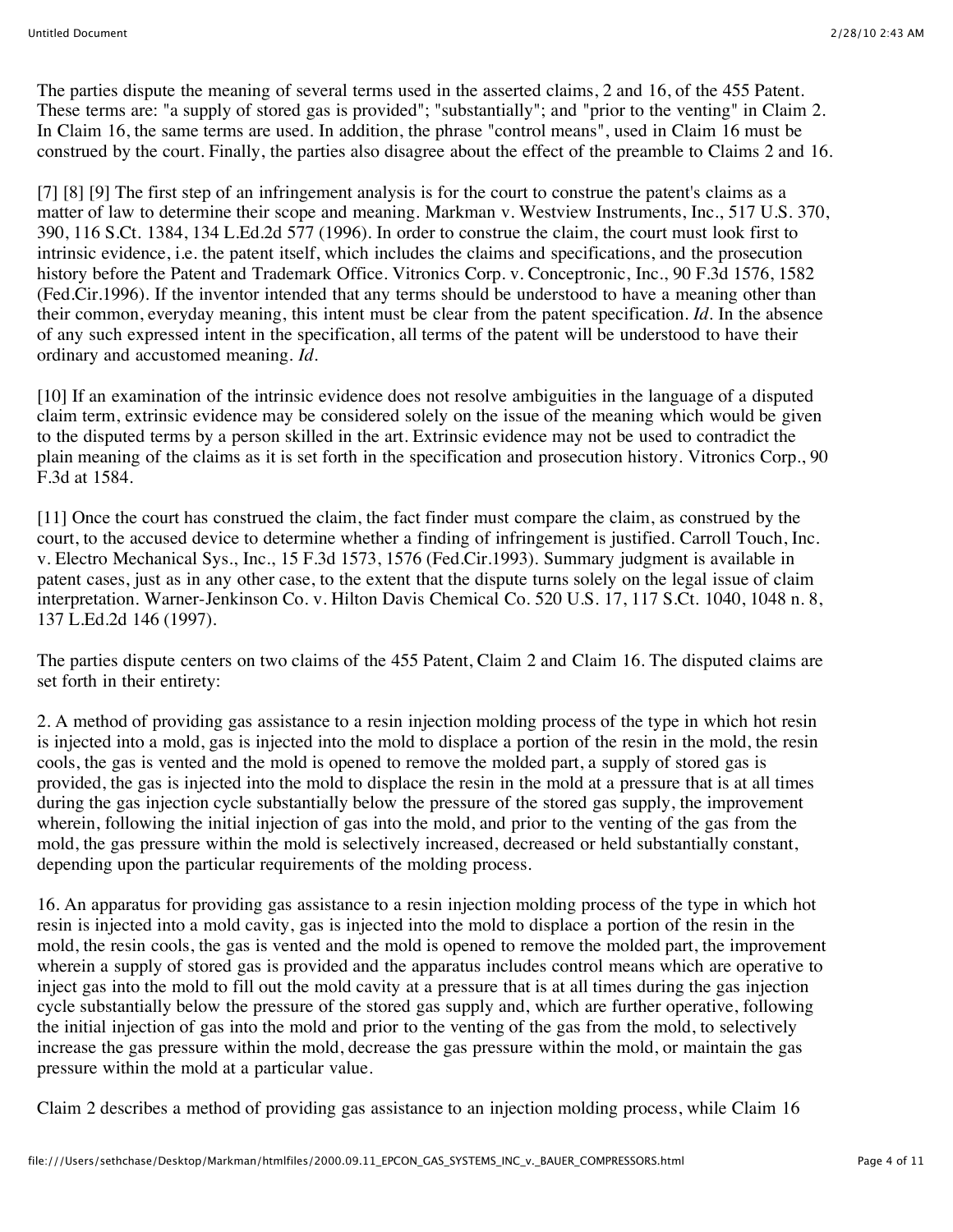The parties dispute the meaning of several terms used in the asserted claims, 2 and 16, of the 455 Patent. These terms are: "a supply of stored gas is provided"; "substantially"; and "prior to the venting" in Claim 2. In Claim 16, the same terms are used. In addition, the phrase "control means", used in Claim 16 must be construed by the court. Finally, the parties also disagree about the effect of the preamble to Claims 2 and 16.

[7] [8] [9] The first step of an infringement analysis is for the court to construe the patent's claims as a matter of law to determine their scope and meaning. Markman v. Westview Instruments, Inc., 517 U.S. 370, 390, 116 S.Ct. 1384, 134 L.Ed.2d 577 (1996). In order to construe the claim, the court must look first to intrinsic evidence, i.e. the patent itself, which includes the claims and specifications, and the prosecution history before the Patent and Trademark Office. Vitronics Corp. v. Conceptronic, Inc., 90 F.3d 1576, 1582 (Fed.Cir.1996). If the inventor intended that any terms should be understood to have a meaning other than their common, everyday meaning, this intent must be clear from the patent specification. *Id.* In the absence of any such expressed intent in the specification, all terms of the patent will be understood to have their ordinary and accustomed meaning. *Id.*

[10] If an examination of the intrinsic evidence does not resolve ambiguities in the language of a disputed claim term, extrinsic evidence may be considered solely on the issue of the meaning which would be given to the disputed terms by a person skilled in the art. Extrinsic evidence may not be used to contradict the plain meaning of the claims as it is set forth in the specification and prosecution history. Vitronics Corp., 90 F.3d at 1584.

[11] Once the court has construed the claim, the fact finder must compare the claim, as construed by the court, to the accused device to determine whether a finding of infringement is justified. Carroll Touch, Inc. v. Electro Mechanical Sys., Inc., 15 F.3d 1573, 1576 (Fed.Cir.1993). Summary judgment is available in patent cases, just as in any other case, to the extent that the dispute turns solely on the legal issue of claim interpretation. Warner-Jenkinson Co. v. Hilton Davis Chemical Co. 520 U.S. 17, 117 S.Ct. 1040, 1048 n. 8, 137 L.Ed.2d 146 (1997).

The parties dispute centers on two claims of the 455 Patent, Claim 2 and Claim 16. The disputed claims are set forth in their entirety:

2. A method of providing gas assistance to a resin injection molding process of the type in which hot resin is injected into a mold, gas is injected into the mold to displace a portion of the resin in the mold, the resin cools, the gas is vented and the mold is opened to remove the molded part, a supply of stored gas is provided, the gas is injected into the mold to displace the resin in the mold at a pressure that is at all times during the gas injection cycle substantially below the pressure of the stored gas supply, the improvement wherein, following the initial injection of gas into the mold, and prior to the venting of the gas from the mold, the gas pressure within the mold is selectively increased, decreased or held substantially constant, depending upon the particular requirements of the molding process.

16. An apparatus for providing gas assistance to a resin injection molding process of the type in which hot resin is injected into a mold cavity, gas is injected into the mold to displace a portion of the resin in the mold, the resin cools, the gas is vented and the mold is opened to remove the molded part, the improvement wherein a supply of stored gas is provided and the apparatus includes control means which are operative to inject gas into the mold to fill out the mold cavity at a pressure that is at all times during the gas injection cycle substantially below the pressure of the stored gas supply and, which are further operative, following the initial injection of gas into the mold and prior to the venting of the gas from the mold, to selectively increase the gas pressure within the mold, decrease the gas pressure within the mold, or maintain the gas pressure within the mold at a particular value.

Claim 2 describes a method of providing gas assistance to an injection molding process, while Claim 16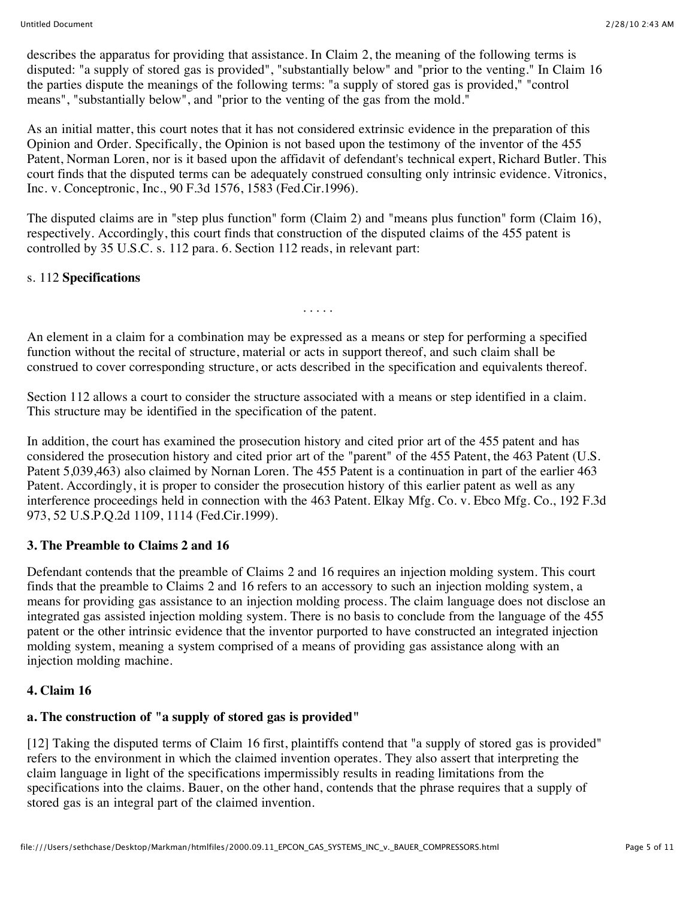describes the apparatus for providing that assistance. In Claim 2, the meaning of the following terms is disputed: "a supply of stored gas is provided", "substantially below" and "prior to the venting." In Claim 16 the parties dispute the meanings of the following terms: "a supply of stored gas is provided," "control means", "substantially below", and "prior to the venting of the gas from the mold."

As an initial matter, this court notes that it has not considered extrinsic evidence in the preparation of this Opinion and Order. Specifically, the Opinion is not based upon the testimony of the inventor of the 455 Patent, Norman Loren, nor is it based upon the affidavit of defendant's technical expert, Richard Butler. This court finds that the disputed terms can be adequately construed consulting only intrinsic evidence. Vitronics, Inc. v. Conceptronic, Inc., 90 F.3d 1576, 1583 (Fed.Cir.1996).

The disputed claims are in "step plus function" form (Claim 2) and "means plus function" form (Claim 16), respectively. Accordingly, this court finds that construction of the disputed claims of the 455 patent is controlled by 35 U.S.C. s. 112 para. 6. Section 112 reads, in relevant part:

s. 112 **Specifications**

. . . . .

An element in a claim for a combination may be expressed as a means or step for performing a specified function without the recital of structure, material or acts in support thereof, and such claim shall be construed to cover corresponding structure, or acts described in the specification and equivalents thereof.

Section 112 allows a court to consider the structure associated with a means or step identified in a claim. This structure may be identified in the specification of the patent.

In addition, the court has examined the prosecution history and cited prior art of the 455 patent and has considered the prosecution history and cited prior art of the "parent" of the 455 Patent, the 463 Patent (U.S. Patent 5,039,463) also claimed by Nornan Loren. The 455 Patent is a continuation in part of the earlier 463 Patent. Accordingly, it is proper to consider the prosecution history of this earlier patent as well as any interference proceedings held in connection with the 463 Patent. Elkay Mfg. Co. v. Ebco Mfg. Co., 192 F.3d 973, 52 U.S.P.Q.2d 1109, 1114 (Fed.Cir.1999).

### 3. The Preamble to Claims 2 and 16

Defendant contends that the preamble of Claims 2 and 16 requires an injection molding system. This court finds that the preamble to Claims 2 and 16 refers to an accessory to such an injection molding system, a means for providing gas assistance to an injection molding process. The claim language does not disclose an integrated gas assisted injection molding system. There is no basis to conclude from the language of the 455 patent or the other intrinsic evidence that the inventor purported to have constructed an integrated injection molding system, meaning a system comprised of a means of providing gas assistance along with an injection molding machine.

### 4. Claim 16

#### a. The construction of "a supply of stored gas is provided"

[12] Taking the disputed terms of Claim 16 first, plaintiffs contend that "a supply of stored gas is provided" refers to the environment in which the claimed invention operates. They also assert that interpreting the claim language in light of the specifications impermissibly results in reading limitations from the specifications into the claims. Bauer, on the other hand, contends that the phrase requires that a supply of stored gas is an integral part of the claimed invention.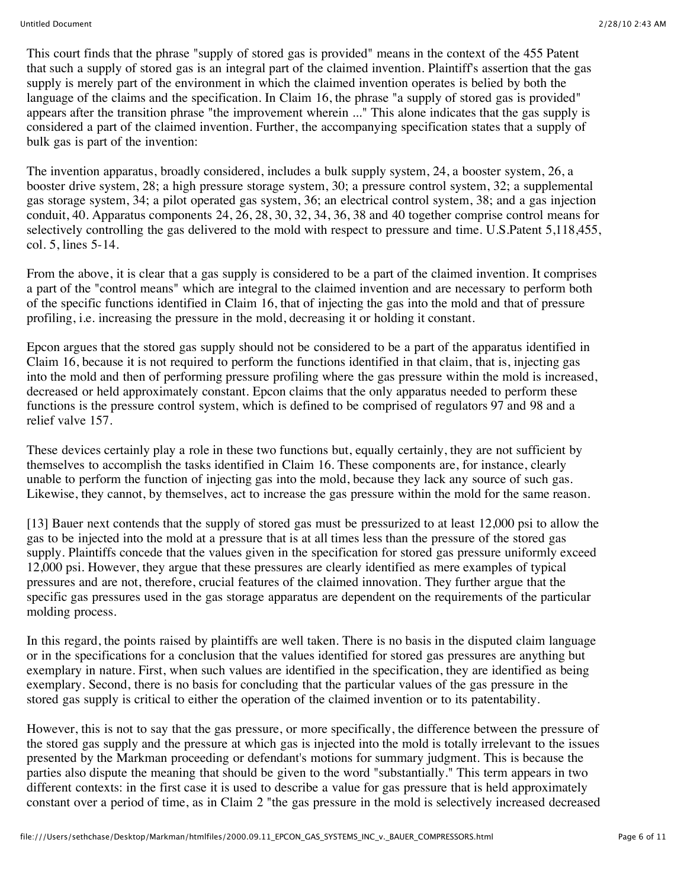This court finds that the phrase "supply of stored gas is provided" means in the context of the 455 Patent that such a supply of stored gas is an integral part of the claimed invention. Plaintiff's assertion that the gas supply is merely part of the environment in which the claimed invention operates is belied by both the language of the claims and the specification. In Claim 16, the phrase "a supply of stored gas is provided" appears after the transition phrase "the improvement wherein ..." This alone indicates that the gas supply is considered a part of the claimed invention. Further, the accompanying specification states that a supply of bulk gas is part of the invention:

The invention apparatus, broadly considered, includes a bulk supply system, 24, a booster system, 26, a booster drive system, 28; a high pressure storage system, 30; a pressure control system, 32; a supplemental gas storage system, 34; a pilot operated gas system, 36; an electrical control system, 38; and a gas injection conduit, 40. Apparatus components 24, 26, 28, 30, 32, 34, 36, 38 and 40 together comprise control means for selectively controlling the gas delivered to the mold with respect to pressure and time. U.S.Patent 5,118,455, col. 5, lines 5-14.

From the above, it is clear that a gas supply is considered to be a part of the claimed invention. It comprises a part of the "control means" which are integral to the claimed invention and are necessary to perform both of the specific functions identified in Claim 16, that of injecting the gas into the mold and that of pressure profiling, i.e. increasing the pressure in the mold, decreasing it or holding it constant.

Epcon argues that the stored gas supply should not be considered to be a part of the apparatus identified in Claim 16, because it is not required to perform the functions identified in that claim, that is, injecting gas into the mold and then of performing pressure profiling where the gas pressure within the mold is increased, decreased or held approximately constant. Epcon claims that the only apparatus needed to perform these functions is the pressure control system, which is defined to be comprised of regulators 97 and 98 and a relief valve 157.

These devices certainly play a role in these two functions but, equally certainly, they are not sufficient by themselves to accomplish the tasks identified in Claim 16. These components are, for instance, clearly unable to perform the function of injecting gas into the mold, because they lack any source of such gas. Likewise, they cannot, by themselves, act to increase the gas pressure within the mold for the same reason.

[13] Bauer next contends that the supply of stored gas must be pressurized to at least 12,000 psi to allow the gas to be injected into the mold at a pressure that is at all times less than the pressure of the stored gas supply. Plaintiffs concede that the values given in the specification for stored gas pressure uniformly exceed 12,000 psi. However, they argue that these pressures are clearly identified as mere examples of typical pressures and are not, therefore, crucial features of the claimed innovation. They further argue that the specific gas pressures used in the gas storage apparatus are dependent on the requirements of the particular molding process.

In this regard, the points raised by plaintiffs are well taken. There is no basis in the disputed claim language or in the specifications for a conclusion that the values identified for stored gas pressures are anything but exemplary in nature. First, when such values are identified in the specification, they are identified as being exemplary. Second, there is no basis for concluding that the particular values of the gas pressure in the stored gas supply is critical to either the operation of the claimed invention or to its patentability.

However, this is not to say that the gas pressure, or more specifically, the difference between the pressure of the stored gas supply and the pressure at which gas is injected into the mold is totally irrelevant to the issues presented by the Markman proceeding or defendant's motions for summary judgment. This is because the parties also dispute the meaning that should be given to the word "substantially." This term appears in two different contexts: in the first case it is used to describe a value for gas pressure that is held approximately constant over a period of time, as in Claim 2 "the gas pressure in the mold is selectively increased decreased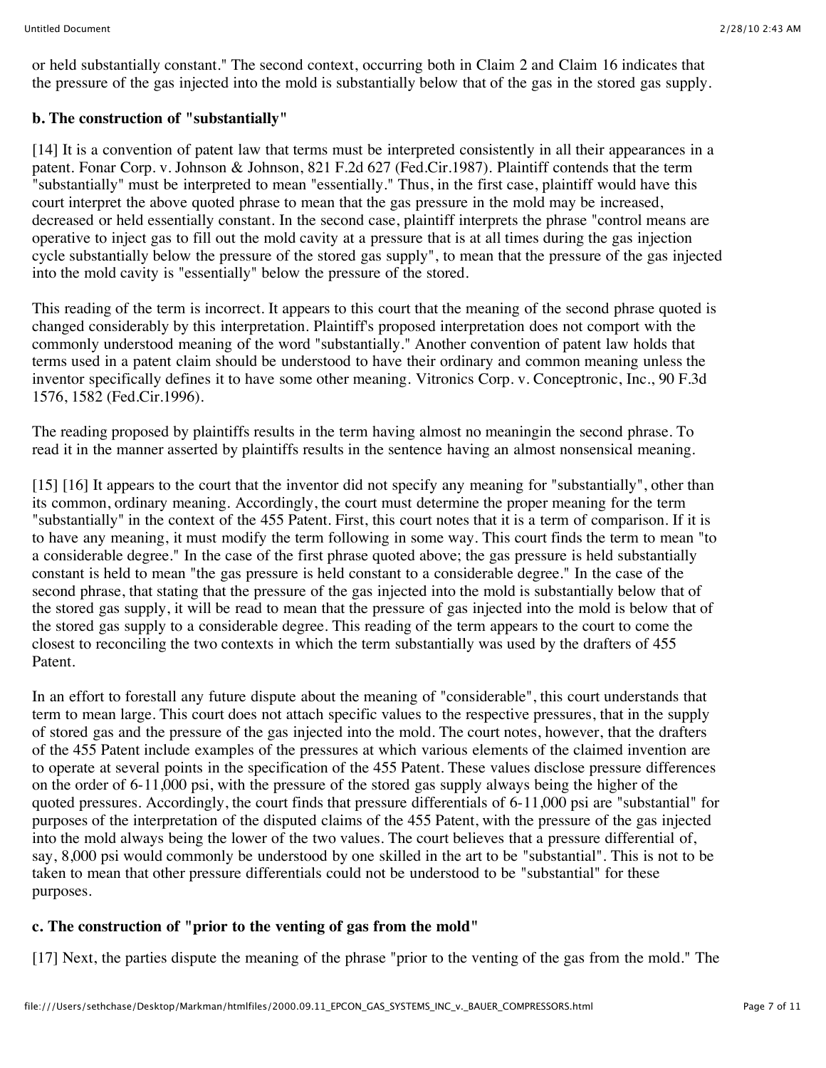or held substantially constant." The second context, occurring both in Claim 2 and Claim 16 indicates that the pressure of the gas injected into the mold is substantially below that of the gas in the stored gas supply.

**b. The construction of "substantially"**

[14] It is a convention of patent law that terms must be interpreted consistently in all their appearances in a patent. Fonar Corp. v. Johnson & Johnson, 821 F.2d 627 (Fed.Cir.1987). Plaintiff contends that the term "substantially" must be interpreted to mean "essentially." Thus, in the first case, plaintiff would have this court interpret the above quoted phrase to mean that the gas pressure in the mold may be increased, decreased or held essentially constant. In the second case, plaintiff interprets the phrase "control means are operative to inject gas to fill out the mold cavity at a pressure that is at all times during the gas injection cycle substantially below the pressure of the stored gas supply", to mean that the pressure of the gas injected into the mold cavity is "essentially" below the pressure of the stored.

This reading of the term is incorrect. It appears to this court that the meaning of the second phrase quoted is changed considerably by this interpretation. Plaintiff's proposed interpretation does not comport with the commonly understood meaning of the word "substantially." Another convention of patent law holds that terms used in a patent claim should be understood to have their ordinary and common meaning unless the inventor specifically defines it to have some other meaning. Vitronics Corp. v. Conceptronic, Inc., 90 F.3d 1576, 1582 (Fed.Cir.1996).

The reading proposed by plaintiffs results in the term having almost no meaningin the second phrase. To read it in the manner asserted by plaintiffs results in the sentence having an almost nonsensical meaning.

[15] [16] It appears to the court that the inventor did not specify any meaning for "substantially", other than its common, ordinary meaning. Accordingly, the court must determine the proper meaning for the term "substantially" in the context of the 455 Patent. First, this court notes that it is a term of comparison. If it is to have any meaning, it must modify the term following in some way. This court finds the term to mean "to a considerable degree." In the case of the first phrase quoted above; the gas pressure is held substantially constant is held to mean "the gas pressure is held constant to a considerable degree." In the case of the second phrase, that stating that the pressure of the gas injected into the mold is substantially below that of the stored gas supply, it will be read to mean that the pressure of gas injected into the mold is below that of the stored gas supply to a considerable degree. This reading of the term appears to the court to come the closest to reconciling the two contexts in which the term substantially was used by the drafters of 455 Patent.

In an effort to forestall any future dispute about the meaning of "considerable", this court understands that term to mean large. This court does not attach specific values to the respective pressures, that in the supply of stored gas and the pressure of the gas injected into the mold. The court notes, however, that the drafters of the 455 Patent include examples of the pressures at which various elements of the claimed invention are to operate at several points in the specification of the 455 Patent. These values disclose pressure differences on the order of 6-11,000 psi, with the pressure of the stored gas supply always being the higher of the quoted pressures. Accordingly, the court finds that pressure differentials of 6-11,000 psi are "substantial" for purposes of the interpretation of the disputed claims of the 455 Patent, with the pressure of the gas injected into the mold always being the lower of the two values. The court believes that a pressure differential of, say, 8,000 psi would commonly be understood by one skilled in the art to be "substantial". This is not to be taken to mean that other pressure differentials could not be understood to be "substantial" for these purposes.

**c. The construction of "prior to the venting of gas from the mold"**

[17] Next, the parties dispute the meaning of the phrase "prior to the venting of the gas from the mold." The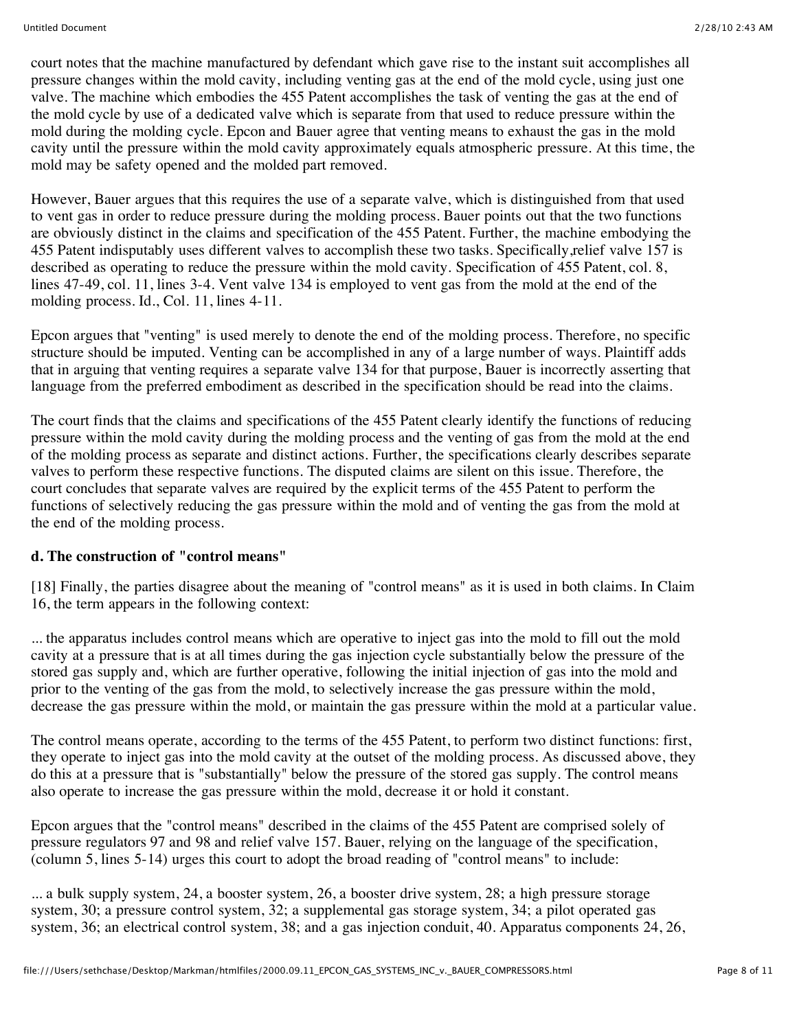court notes that the machine manufactured by defendant which gave rise to the instant suit accomplishes all pressure changes within the mold cavity, including venting gas at the end of the mold cycle, using just one valve. The machine which embodies the 455 Patent accomplishes the task of venting the gas at the end of the mold cycle by use of a dedicated valve which is separate from that used to reduce pressure within the mold during the molding cycle. Epcon and Bauer agree that venting means to exhaust the gas in the mold cavity until the pressure within the mold cavity approximately equals atmospheric pressure. At this time, the mold may be safety opened and the molded part removed.

However, Bauer argues that this requires the use of a separate valve, which is distinguished from that used to vent gas in order to reduce pressure during the molding process. Bauer points out that the two functions are obviously distinct in the claims and specification of the 455 Patent. Further, the machine embodying the 455 Patent indisputably uses different valves to accomplish these two tasks. Specifically,relief valve 157 is described as operating to reduce the pressure within the mold cavity. Specification of 455 Patent, col. 8, lines 47-49, col. 11, lines 3-4. Vent valve 134 is employed to vent gas from the mold at the end of the molding process. Id., Col. 11, lines 4-11.

Epcon argues that "venting" is used merely to denote the end of the molding process. Therefore, no specific structure should be imputed. Venting can be accomplished in any of a large number of ways. Plaintiff adds that in arguing that venting requires a separate valve 134 for that purpose, Bauer is incorrectly asserting that language from the preferred embodiment as described in the specification should be read into the claims.

The court finds that the claims and specifications of the 455 Patent clearly identify the functions of reducing pressure within the mold cavity during the molding process and the venting of gas from the mold at the end of the molding process as separate and distinct actions. Further, the specifications clearly describes separate valves to perform these respective functions. The disputed claims are silent on this issue. Therefore, the court concludes that separate valves are required by the explicit terms of the 455 Patent to perform the functions of selectively reducing the gas pressure within the mold and of venting the gas from the mold at the end of the molding process.

**d. The construction of "control means"**

[18] Finally, the parties disagree about the meaning of "control means" as it is used in both claims. In Claim 16, the term appears in the following context:

... the apparatus includes control means which are operative to inject gas into the mold to fill out the mold cavity at a pressure that is at all times during the gas injection cycle substantially below the pressure of the stored gas supply and, which are further operative, following the initial injection of gas into the mold and prior to the venting of the gas from the mold, to selectively increase the gas pressure within the mold, decrease the gas pressure within the mold, or maintain the gas pressure within the mold at a particular value.

The control means operate, according to the terms of the 455 Patent, to perform two distinct functions: first, they operate to inject gas into the mold cavity at the outset of the molding process. As discussed above, they do this at a pressure that is "substantially" below the pressure of the stored gas supply. The control means also operate to increase the gas pressure within the mold, decrease it or hold it constant.

Epcon argues that the "control means" described in the claims of the 455 Patent are comprised solely of pressure regulators 97 and 98 and relief valve 157. Bauer, relying on the language of the specification, (column 5, lines 5-14) urges this court to adopt the broad reading of "control means" to include:

... a bulk supply system, 24, a booster system, 26, a booster drive system, 28; a high pressure storage system, 30; a pressure control system, 32; a supplemental gas storage system, 34; a pilot operated gas system, 36; an electrical control system, 38; and a gas injection conduit, 40. Apparatus components 24, 26,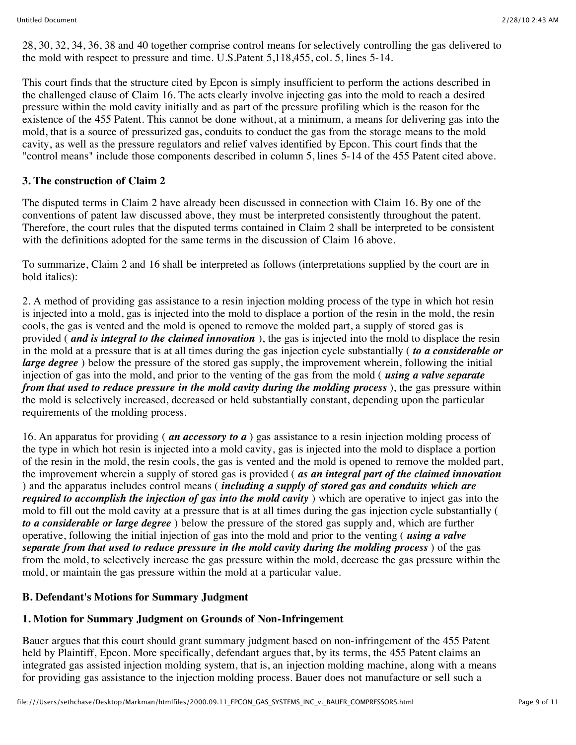28, 30, 32, 34, 36, 38 and 40 together comprise control means for selectively controlling the gas delivered to the mold with respect to pressure and time. U.S.Patent 5,118,455, col. 5, lines 5-14.

This court finds that the structure cited by Epcon is simply insufficient to perform the actions described in the challenged clause of Claim 16. The acts clearly involve injecting gas into the mold to reach a desired pressure within the mold cavity initially and as part of the pressure profiling which is the reason for the existence of the 455 Patent. This cannot be done without, at a minimum, a means for delivering gas into the mold, that is a source of pressurized gas, conduits to conduct the gas from the storage means to the mold cavity, as well as the pressure regulators and relief valves identified by Epcon. This court finds that the "control means" include those components described in column 5, lines 5-14 of the 455 Patent cited above.

### 3. The construction of Claim 2

The disputed terms in Claim 2 have already been discussed in connection with Claim 16. By one of the conventions of patent law discussed above, they must be interpreted consistently throughout the patent. Therefore, the court rules that the disputed terms contained in Claim 2 shall be interpreted to be consistent with the definitions adopted for the same terms in the discussion of Claim 16 above.

To summarize, Claim 2 and 16 shall be interpreted as follows (interpretations supplied by the court are in bold italics):

2. A method of providing gas assistance to a resin injection molding process of the type in which hot resin is injected into a mold, gas is injected into the mold to displace a portion of the resin in the mold, the resin cools, the gas is vented and the mold is opened to remove the molded part, a supply of stored gas is provided ( ***and is integral to the claimed innovation*** ), the gas is injected into the mold to displace the resin in the mold at a pressure that is at all times during the gas injection cycle substantially ( ***to a considerable or large degree*** ) below the pressure of the stored gas supply, the improvement wherein, following the initial injection of gas into the mold, and prior to the venting of the gas from the mold ( ***using a valve separate from that used to reduce pressure in the mold cavity during the molding process*** ), the gas pressure within the mold is selectively increased, decreased or held substantially constant, depending upon the particular requirements of the molding process.

16. An apparatus for providing ( ***an accessory to a*** ) gas assistance to a resin injection molding process of the type in which hot resin is injected into a mold cavity, gas is injected into the mold to displace a portion of the resin in the mold, the resin cools, the gas is vented and the mold is opened to remove the molded part, the improvement wherein a supply of stored gas is provided ( ***as an integral part of the claimed innovation*** ) and the apparatus includes control means ( ***including a supply of stored gas and conduits which are required to accomplish the injection of gas into the mold cavity*** ) which are operative to inject gas into the mold to fill out the mold cavity at a pressure that is at all times during the gas injection cycle substantially ( ***to a considerable or large degree*** ) below the pressure of the stored gas supply and, which are further operative, following the initial injection of gas into the mold and prior to the venting ( ***using a valve separate from that used to reduce pressure in the mold cavity during the molding process*** ) of the gas from the mold, to selectively increase the gas pressure within the mold, decrease the gas pressure within the mold, or maintain the gas pressure within the mold at a particular value.

## B. Defendant's Motions for Summary Judgment

### 1. Motion for Summary Judgment on Grounds of Non-Infringement

Bauer argues that this court should grant summary judgment based on non-infringement of the 455 Patent held by Plaintiff, Epcon. More specifically, defendant argues that, by its terms, the 455 Patent claims an integrated gas assisted injection molding system, that is, an injection molding machine, along with a means for providing gas assistance to the injection molding process. Bauer does not manufacture or sell such a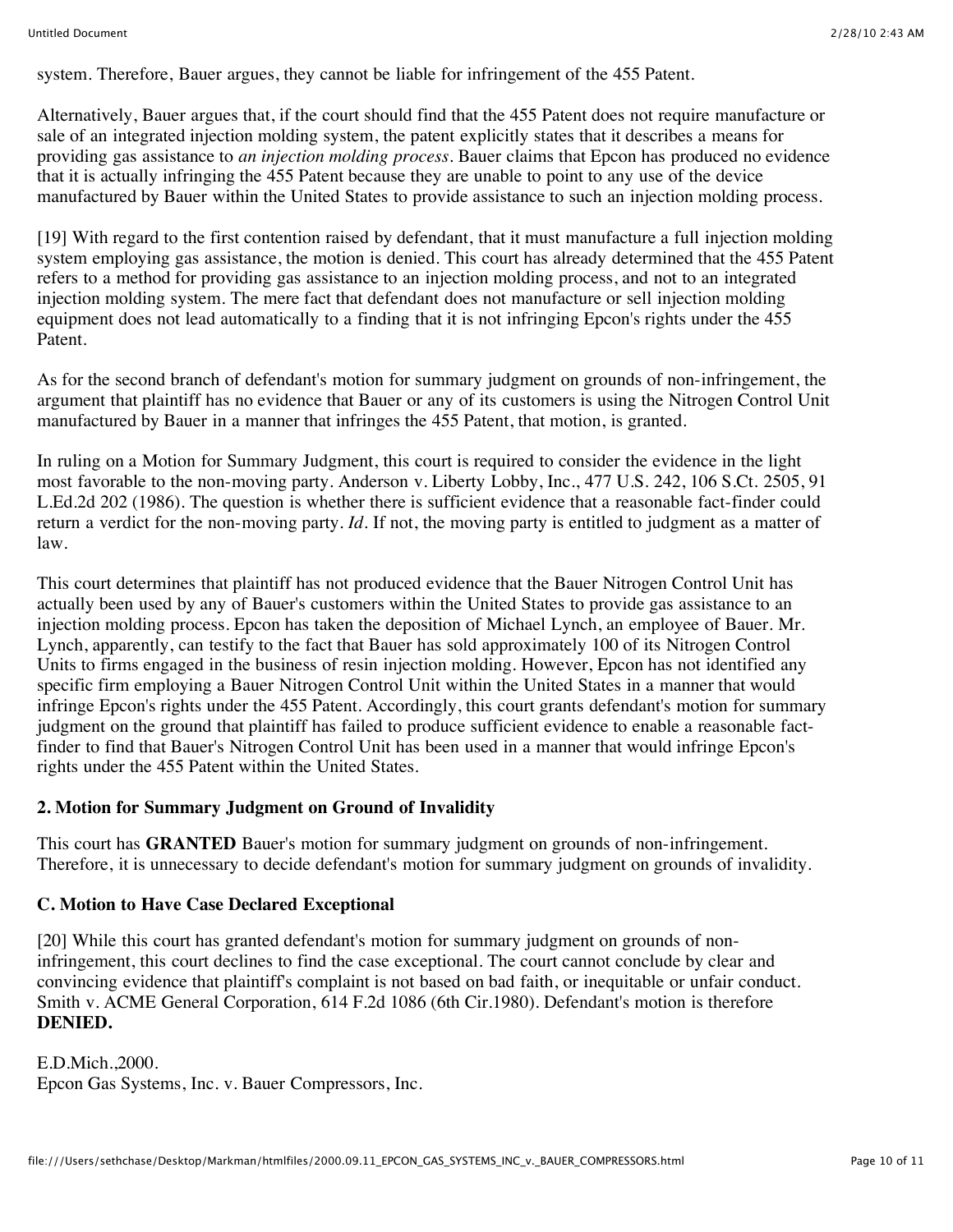system. Therefore, Bauer argues, they cannot be liable for infringement of the 455 Patent.

Alternatively, Bauer argues that, if the court should find that the 455 Patent does not require manufacture or sale of an integrated injection molding system, the patent explicitly states that it describes a means for providing gas assistance to *an injection molding process*. Bauer claims that Epcon has produced no evidence that it is actually infringing the 455 Patent because they are unable to point to any use of the device manufactured by Bauer within the United States to provide assistance to such an injection molding process.

[19] With regard to the first contention raised by defendant, that it must manufacture a full injection molding system employing gas assistance, the motion is denied. This court has already determined that the 455 Patent refers to a method for providing gas assistance to an injection molding process, and not to an integrated injection molding system. The mere fact that defendant does not manufacture or sell injection molding equipment does not lead automatically to a finding that it is not infringing Epcon's rights under the 455 Patent.

As for the second branch of defendant's motion for summary judgment on grounds of non-infringement, the argument that plaintiff has no evidence that Bauer or any of its customers is using the Nitrogen Control Unit manufactured by Bauer in a manner that infringes the 455 Patent, that motion, is granted.

In ruling on a Motion for Summary Judgment, this court is required to consider the evidence in the light most favorable to the non-moving party. Anderson v. Liberty Lobby, Inc., 477 U.S. 242, 106 S.Ct. 2505, 91 L.Ed.2d 202 (1986). The question is whether there is sufficient evidence that a reasonable fact-finder could return a verdict for the non-moving party. *Id*. If not, the moving party is entitled to judgment as a matter of law.

This court determines that plaintiff has not produced evidence that the Bauer Nitrogen Control Unit has actually been used by any of Bauer's customers within the United States to provide gas assistance to an injection molding process. Epcon has taken the deposition of Michael Lynch, an employee of Bauer. Mr. Lynch, apparently, can testify to the fact that Bauer has sold approximately 100 of its Nitrogen Control Units to firms engaged in the business of resin injection molding. However, Epcon has not identified any specific firm employing a Bauer Nitrogen Control Unit within the United States in a manner that would infringe Epcon's rights under the 455 Patent. Accordingly, this court grants defendant's motion for summary judgment on the ground that plaintiff has failed to produce sufficient evidence to enable a reasonable fact-finder to find that Bauer's Nitrogen Control Unit has been used in a manner that would infringe Epcon's rights under the 455 Patent within the United States.

### 2. Motion for Summary Judgment on Ground of Invalidity

This court has **GRANTED** Bauer's motion for summary judgment on grounds of non-infringement. Therefore, it is unnecessary to decide defendant's motion for summary judgment on grounds of invalidity.

### C. Motion to Have Case Declared Exceptional

[20] While this court has granted defendant's motion for summary judgment on grounds of non-infringement, this court declines to find the case exceptional. The court cannot conclude by clear and convincing evidence that plaintiff's complaint is not based on bad faith, or inequitable or unfair conduct. Smith v. ACME General Corporation, 614 F.2d 1086 (6th Cir.1980). Defendant's motion is therefore **DENIED.**

E.D.Mich.,2000.
Epcon Gas Systems, Inc. v. Bauer Compressors, Inc.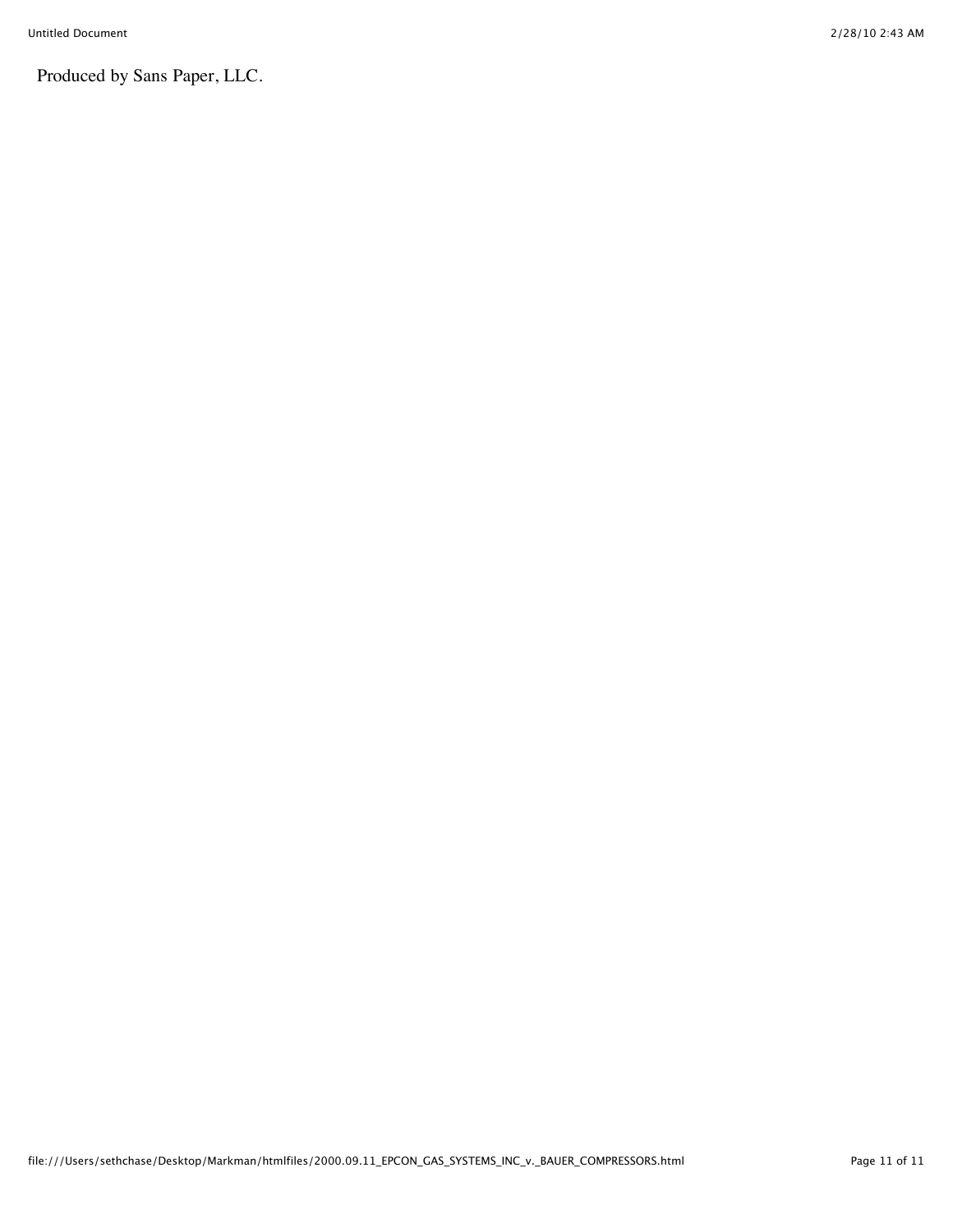Produced by Sans Paper, LLC.